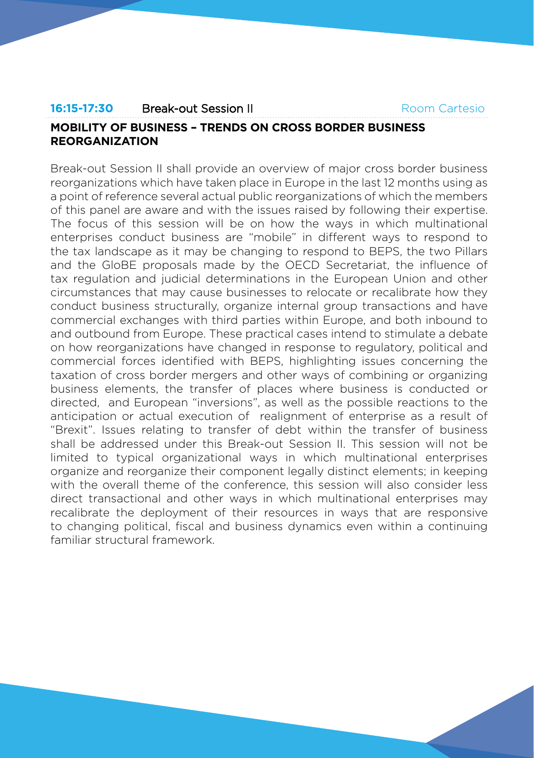**16:15-17:30** Break-out Session II Room Cartesio

## MOBILITY OF BUSINESS – TRENDS ON CROSS BORDER BUSINESS REORGANIZATION

Break-out Session II shall provide an overview of major cross border business reorganizations which have taken place in Europe in the last 12 months using as a point of reference several actual public reorganizations of which the members of this panel are aware and with the issues raised by following their expertise. The focus of this session will be on how the ways in which multinational enterprises conduct business are "mobile" in different ways to respond to the tax landscape as it may be changing to respond to BEPS, the two Pillars and the GloBE proposals made by the OECD Secretariat, the influence of tax regulation and judicial determinations in the European Union and other circumstances that may cause businesses to relocate or recalibrate how they conduct business structurally, organize internal group transactions and have commercial exchanges with third parties within Europe, and both inbound to and outbound from Europe. These practical cases intend to stimulate a debate on how reorganizations have changed in response to regulatory, political and commercial forces identified with BEPS, highlighting issues concerning the taxation of cross border mergers and other ways of combining or organizing business elements, the transfer of places where business is conducted or directed, and European "inversions", as well as the possible reactions to the anticipation or actual execution of realignment of enterprise as a result of "Brexit". Issues relating to transfer of debt within the transfer of business shall be addressed under this Break-out Session II. This session will not be limited to typical organizational ways in which multinational enterprises organize and reorganize their component legally distinct elements; in keeping with the overall theme of the conference, this session will also consider less direct transactional and other ways in which multinational enterprises may recalibrate the deployment of their resources in ways that are responsive to changing political, fiscal and business dynamics even within a continuing familiar structural framework.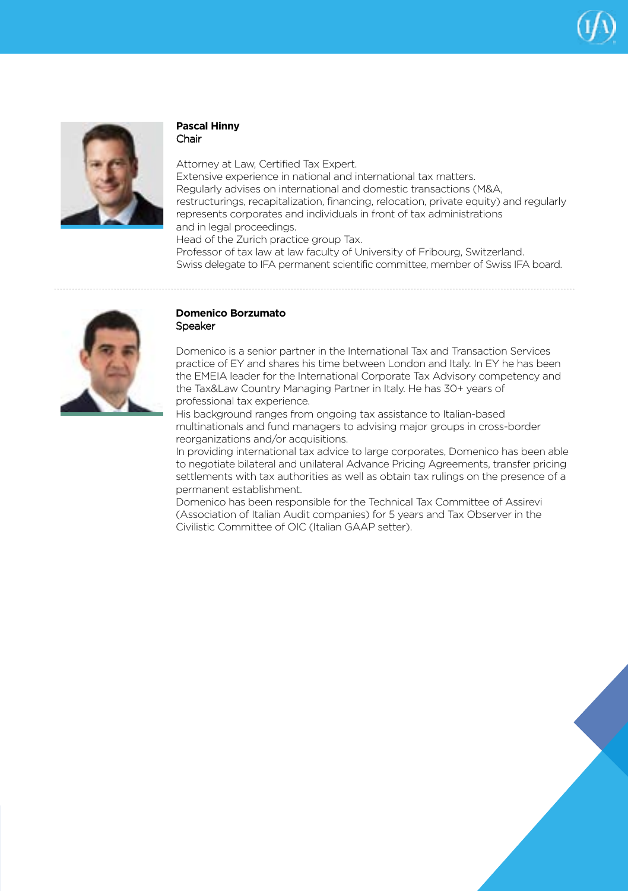**Pascal Hinny**
Chair

Attorney at Law, Certified Tax Expert.
Extensive experience in national and international tax matters.
Regularly advises on international and domestic transactions (M&A, restructurings, recapitalization, financing, relocation, private equity) and regularly represents corporates and individuals in front of tax administrations and in legal proceedings.
Head of the Zurich practice group Tax.
Professor of tax law at law faculty of University of Fribourg, Switzerland.
Swiss delegate to IFA permanent scientific committee, member of Swiss IFA board.

---

**Domenico Borzumato**
Speaker

Domenico is a senior partner in the International Tax and Transaction Services practice of EY and shares his time between London and Italy. In EY he has been the EMEIA leader for the International Corporate Tax Advisory competency and the Tax&Law Country Managing Partner in Italy. He has 30+ years of professional tax experience.
His background ranges from ongoing tax assistance to Italian-based multinationals and fund managers to advising major groups in cross-border reorganizations and/or acquisitions.
In providing international tax advice to large corporates, Domenico has been able to negotiate bilateral and unilateral Advance Pricing Agreements, transfer pricing settlements with tax authorities as well as obtain tax rulings on the presence of a permanent establishment.
Domenico has been responsible for the Technical Tax Committee of Assirevi (Association of Italian Audit companies) for 5 years and Tax Observer in the Civilistic Committee of OIC (Italian GAAP setter).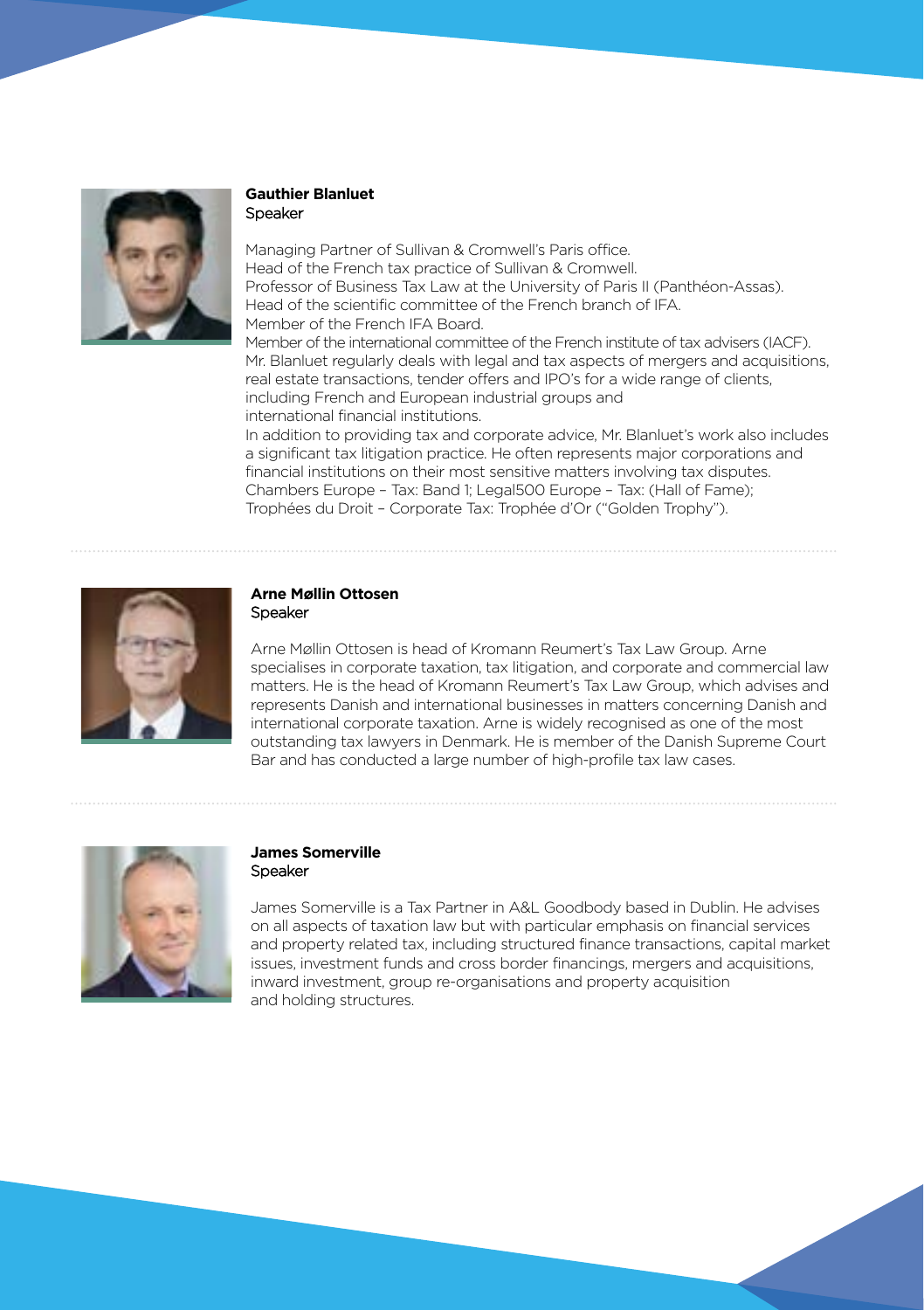**Gauthier Blanluet**
Speaker

Managing Partner of Sullivan & Cromwell's Paris office.
Head of the French tax practice of Sullivan & Cromwell.
Professor of Business Tax Law at the University of Paris II (Panthéon-Assas).
Head of the scientific committee of the French branch of IFA.
Member of the French IFA Board.
Member of the international committee of the French institute of tax advisers (IACF).
Mr. Blanluet regularly deals with legal and tax aspects of mergers and acquisitions, real estate transactions, tender offers and IPO's for a wide range of clients, including French and European industrial groups and international financial institutions.
In addition to providing tax and corporate advice, Mr. Blanluet's work also includes a significant tax litigation practice. He often represents major corporations and financial institutions on their most sensitive matters involving tax disputes.
Chambers Europe – Tax: Band 1; Legal500 Europe – Tax: (Hall of Fame); Trophées du Droit – Corporate Tax: Trophée d'Or ("Golden Trophy").

**Arne Møllin Ottosen**
Speaker

Arne Møllin Ottosen is head of Kromann Reumert's Tax Law Group. Arne specialises in corporate taxation, tax litigation, and corporate and commercial law matters. He is the head of Kromann Reumert's Tax Law Group, which advises and represents Danish and international businesses in matters concerning Danish and international corporate taxation. Arne is widely recognised as one of the most outstanding tax lawyers in Denmark. He is member of the Danish Supreme Court Bar and has conducted a large number of high-profile tax law cases.

**James Somerville**
Speaker

James Somerville is a Tax Partner in A&L Goodbody based in Dublin. He advises on all aspects of taxation law but with particular emphasis on financial services and property related tax, including structured finance transactions, capital market issues, investment funds and cross border financings, mergers and acquisitions, inward investment, group re-organisations and property acquisition and holding structures.